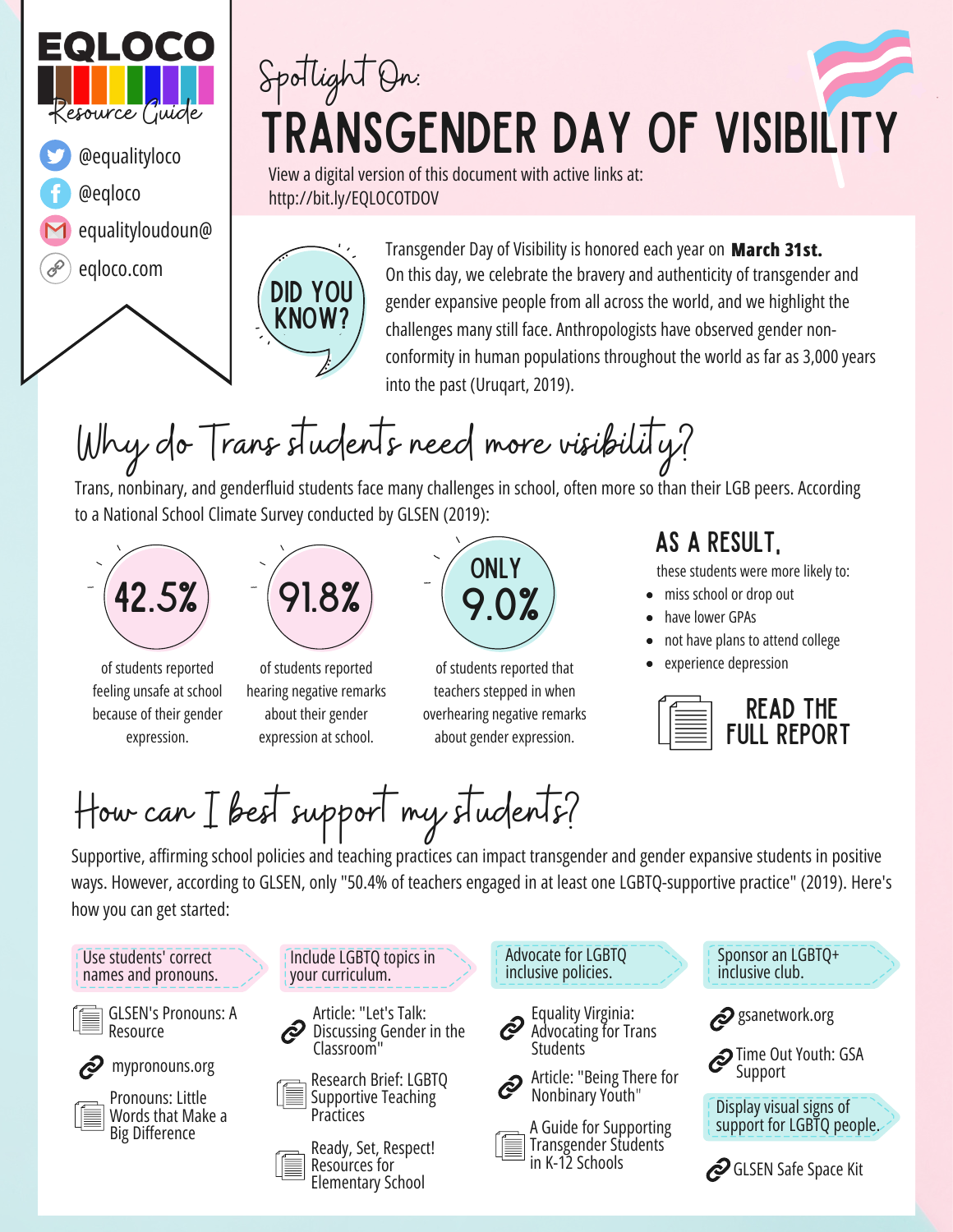**EQLOCO**
Resource Guide

- @equalityloco
- @eqloco
- equalityloudoun@
- eqloco.com

Spotlight On:

# TRANSGENDER DAY OF VISIBILITY

View a digital version of this document with active links at: http://bit.ly/EQLOCOTDOV

**DID YOU KNOW?**

Transgender Day of Visibility is honored each year on **March 31st.** On this day, we celebrate the bravery and authenticity of transgender and gender expansive people from all across the world, and we highlight the challenges many still face. Anthropologists have observed gender non-conformity in human populations throughout the world as far as 3,000 years into the past (Uruqart, 2019).

## Why do Trans students need more visibility?

Trans, nonbinary, and genderfluid students face many challenges in school, often more so than their LGB peers. According to a National School Climate Survey conducted by GLSEN (2019):

**42.5%** of students reported feeling unsafe at school because of their gender expression.

**91.8%** of students reported hearing negative remarks about their gender expression at school.

**ONLY 9.0%** of students reported that teachers stepped in when overhearing negative remarks about gender expression.

### AS A RESULT,

these students were more likely to:

- miss school or drop out
- have lower GPAs
- not have plans to attend college
- experience depression

READ THE FULL REPORT

## How can I best support my students?

Supportive, affirming school policies and teaching practices can impact transgender and gender expansive students in positive ways. However, according to GLSEN, only "50.4% of teachers engaged in at least one LGBTQ-supportive practice" (2019). Here's how you can get started:

**Use students' correct names and pronouns.**

- GLSEN's Pronouns: A Resource
- mypronouns.org
- Pronouns: Little Words that Make a Big Difference

**Include LGBTQ topics in your curriculum.**

- Article: "Let's Talk: Discussing Gender in the Classroom"
- Research Brief: LGBTQ Supportive Teaching Practices
- Ready, Set, Respect! Resources for Elementary School

**Advocate for LGBTQ inclusive policies.**

- Equality Virginia: Advocating for Trans Students
- Article: "Being There for Nonbinary Youth"
- A Guide for Supporting Transgender Students in K-12 Schools

**Sponsor an LGBTQ+ inclusive club.**

- gsanetwork.org
- Time Out Youth: GSA Support

**Display visual signs of support for LGBTQ people.**

- GLSEN Safe Space Kit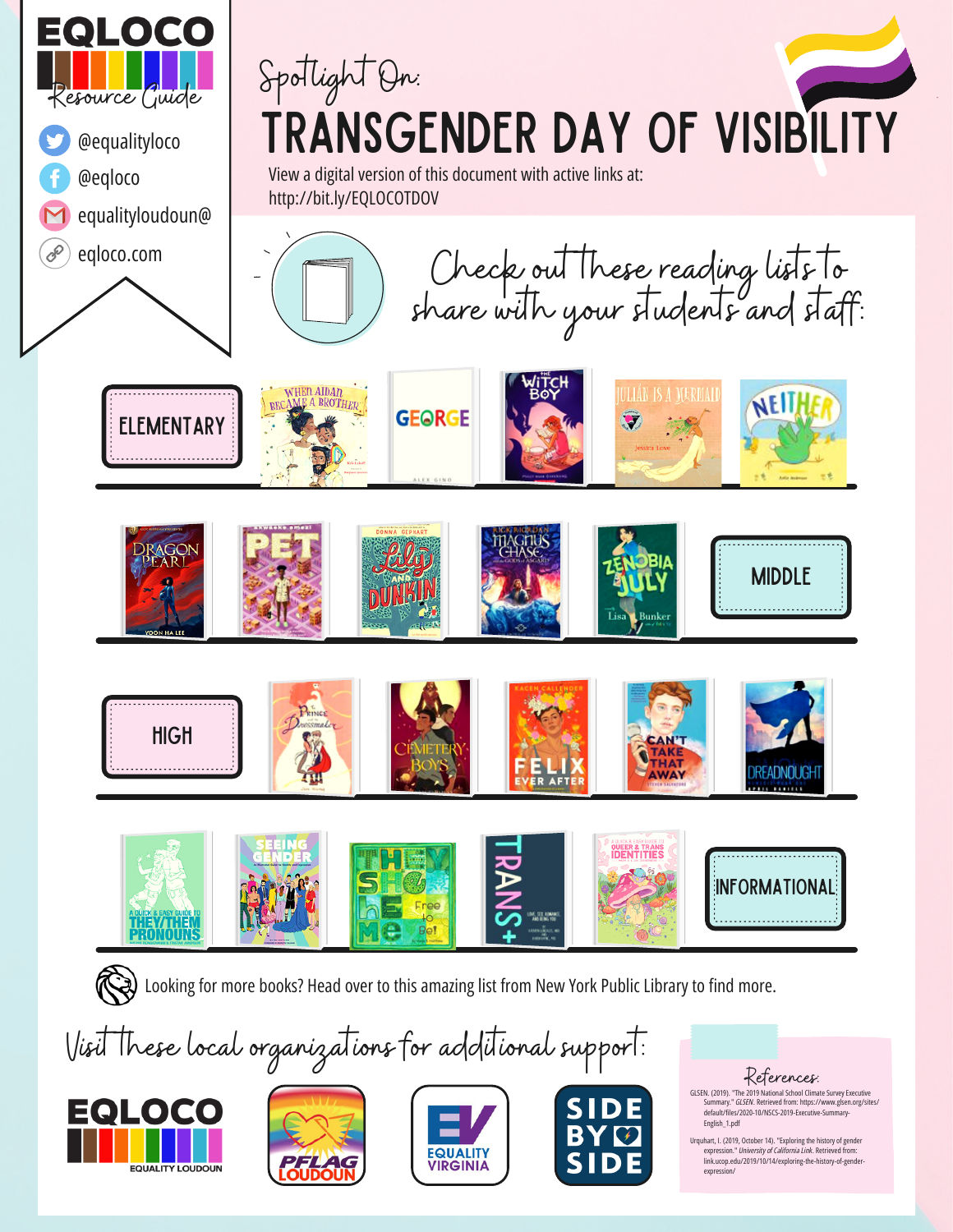EQLOCO

Resource Guide

@equalityloco

@eqloco

equalityloudoun@

eqloco.com

Spotlight On:

# TRANSGENDER DAY OF VISIBILITY

View a digital version of this document with active links at: http://bit.ly/EQLOCOTDOV

## Check out these reading lists to share with your students and staff:

### ELEMENTARY

- When Aidan Became a Brother
- George
- The Witch Boy
- Julián Is a Mermaid
- Neither

### MIDDLE

- Dragon Pearl
- Pet
- Lily and Dunkin
- Magnus Chase and the Gods of Asgard
- Zenobia July

### HIGH

- The Prince and the Dressmaker
- Cemetery Boys
- Felix Ever After
- Can't Take That Away
- Dreadnought

### INFORMATIONAL

- A Quick & Easy Guide to They/Them Pronouns
- Seeing Gender
- He She and Me: Free to Be!
- Trans+
- A Quick & Easy Guide to Queer & Trans Identities

Looking for more books? Head over to this amazing list from New York Public Library to find more.

## Visit these local organizations for additional support:

- EQLOCO Equality Loudoun
- PFLAG Loudoun
- Equality Virginia
- Side by Side

### References:

GLSEN. (2019). "The 2019 National School Climate Survey Executive Summary." *GLSEN*. Retrieved from: https://www.glsen.org/sites/default/files/2020-10/NSCS-2019-Executive-Summary-English_1.pdf

Urquhart, I. (2019, October 14). "Exploring the history of gender expression." *University of California Link*. Retrieved from: link.ucop.edu/2019/10/14/exploring-the-history-of-gender-expression/